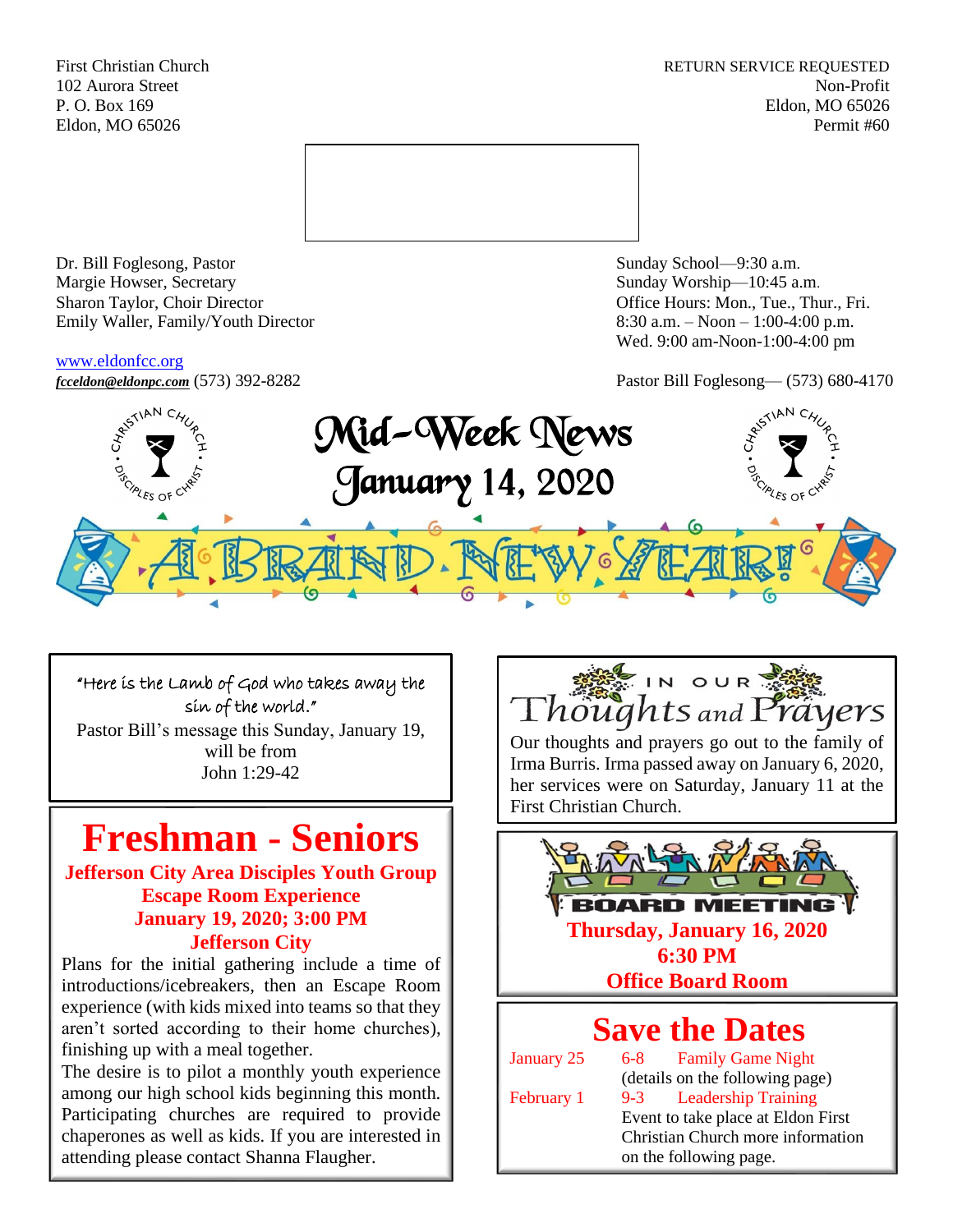First Christian Church
102 Aurora Street
P. O. Box 169
Eldon, MO 65026

RETURN SERVICE REQUESTED
Non-Profit
Eldon, MO 65026
Permit #60

Dr. Bill Foglesong, Pastor
Margie Howser, Secretary
Sharon Taylor, Choir Director
Emily Waller, Family/Youth Director

www.eldonfcc.org
***fcceldon@eldonpc.com*** (573) 392-8282

Sunday School—9:30 a.m.
Sunday Worship—10:45 a.m.
Office Hours: Mon., Tue., Thur., Fri.
8:30 a.m. – Noon – 1:00-4:00 p.m.
Wed. 9:00 am-Noon-1:00-4:00 pm

Pastor Bill Foglesong— (573) 680-4170

# Mid-Week News
## January 14, 2020

## A BRAND NEW YEAR!

"Here is the Lamb of God who takes away the sin of the world."
Pastor Bill's message this Sunday, January 19, will be from
John 1:29-42

## Freshman - Seniors

**Jefferson City Area Disciples Youth Group**
**Escape Room Experience**
**January 19, 2020; 3:00 PM**
**Jefferson City**

Plans for the initial gathering include a time of introductions/icebreakers, then an Escape Room experience (with kids mixed into teams so that they aren't sorted according to their home churches), finishing up with a meal together.

The desire is to pilot a monthly youth experience among our high school kids beginning this month. Participating churches are required to provide chaperones as well as kids. If you are interested in attending please contact Shanna Flaugher.

## IN OUR Thoughts and Prayers

Our thoughts and prayers go out to the family of Irma Burris. Irma passed away on January 6, 2020, her services were on Saturday, January 11 at the First Christian Church.

## BOARD MEETING

**Thursday, January 16, 2020**
**6:30 PM**
**Office Board Room**

## Save the Dates

January 25 — 6-8 — Family Game Night
(details on the following page)

February 1 — 9-3 — Leadership Training
Event to take place at Eldon First Christian Church more information on the following page.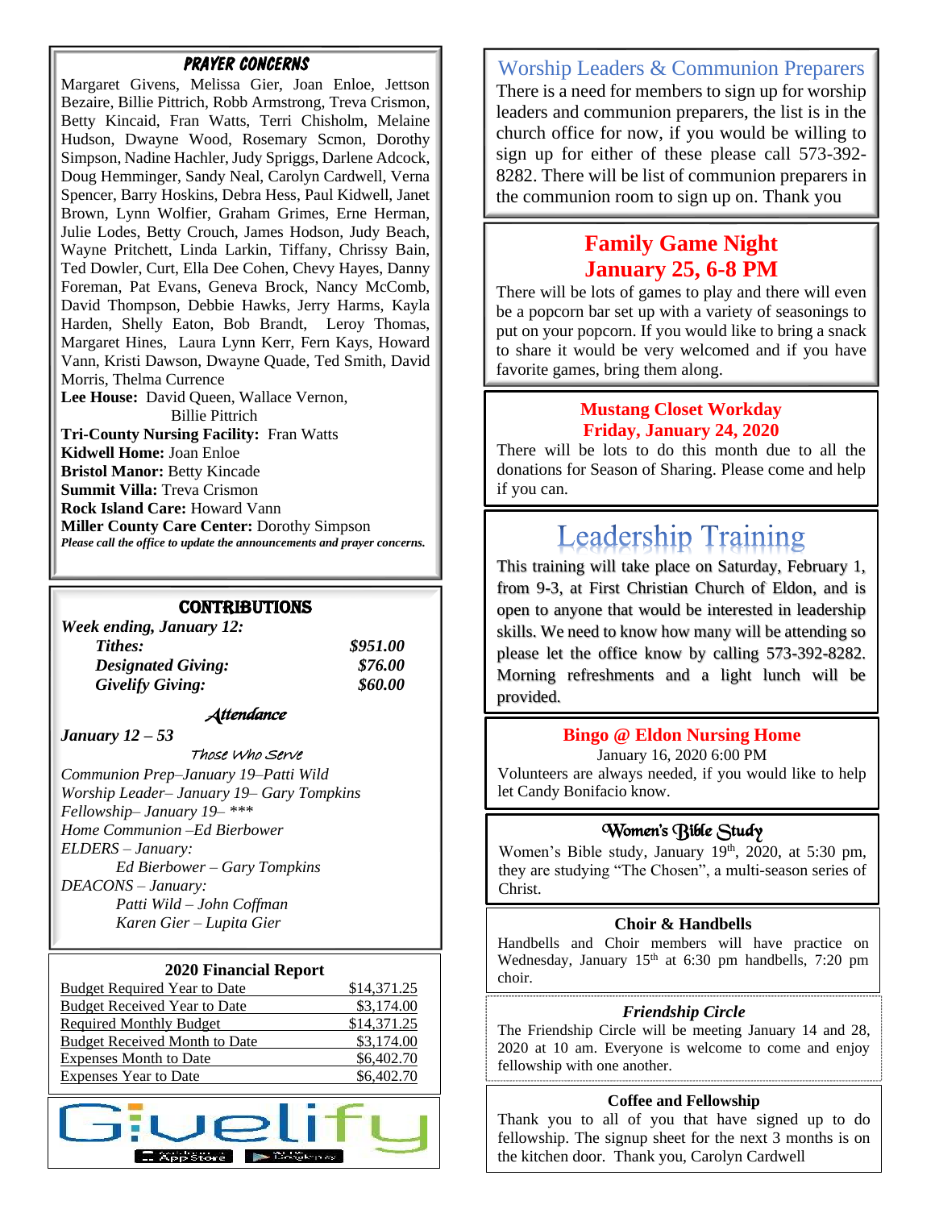## PRAYER CONCERNS

Margaret Givens, Melissa Gier, Joan Enloe, Jettson Bezaire, Billie Pittrich, Robb Armstrong, Treva Crismon, Betty Kincaid, Fran Watts, Terri Chisholm, Melaine Hudson, Dwayne Wood, Rosemary Scmon, Dorothy Simpson, Nadine Hachler, Judy Spriggs, Darlene Adcock, Doug Hemminger, Sandy Neal, Carolyn Cardwell, Verna Spencer, Barry Hoskins, Debra Hess, Paul Kidwell, Janet Brown, Lynn Wolfier, Graham Grimes, Erne Herman, Julie Lodes, Betty Crouch, James Hodson, Judy Beach, Wayne Pritchett, Linda Larkin, Tiffany, Chrissy Bain, Ted Dowler, Curt, Ella Dee Cohen, Chevy Hayes, Danny Foreman, Pat Evans, Geneva Brock, Nancy McComb, David Thompson, Debbie Hawks, Jerry Harms, Kayla Harden, Shelly Eaton, Bob Brandt, Leroy Thomas, Margaret Hines, Laura Lynn Kerr, Fern Kays, Howard Vann, Kristi Dawson, Dwayne Quade, Ted Smith, David Morris, Thelma Currence

**Lee House:** David Queen, Wallace Vernon, Billie Pittrich

**Tri-County Nursing Facility:** Fran Watts

**Kidwell Home:** Joan Enloe

**Bristol Manor:** Betty Kincade

**Summit Villa:** Treva Crismon

**Rock Island Care:** Howard Vann

**Miller County Care Center:** Dorothy Simpson

***Please call the office to update the announcements and prayer concerns.***

## CONTRIBUTIONS

***Week ending, January 12:***

| | |
|---|---|
| ***Tithes:*** | ***$951.00*** |
| ***Designated Giving:*** | ***$76.00*** |
| ***Givelify Giving:*** | ***$60.00*** |

### *Attendance*

***January 12 – 53***

*Those Who Serve*

*Communion Prep–January 19–Patti Wild*
*Worship Leader– January 19– Gary Tompkins*
*Fellowship– January 19– \*\*\**
*Home Communion –Ed Bierbower*
*ELDERS – January:*
*Ed Bierbower – Gary Tompkins*
*DEACONS – January:*
*Patti Wild – John Coffman*
*Karen Gier – Lupita Gier*

### 2020 Financial Report

| | |
|---|---|
| Budget Required Year to Date | $14,371.25 |
| Budget Received Year to Date | $3,174.00 |
| Required Monthly Budget | $14,371.25 |
| Budget Received Month to Date | $3,174.00 |
| Expenses Month to Date | $6,402.70 |
| Expenses Year to Date | $6,402.70 |

Givelify

App Store

Google Play

## Worship Leaders & Communion Preparers

There is a need for members to sign up for worship leaders and communion preparers, the list is in the church office for now, if you would be willing to sign up for either of these please call 573-392-8282. There will be list of communion preparers in the communion room to sign up on. Thank you

## Family Game Night
## January 25, 6-8 PM

There will be lots of games to play and there will even be a popcorn bar set up with a variety of seasonings to put on your popcorn. If you would like to bring a snack to share it would be very welcomed and if you have favorite games, bring them along.

### Mustang Closet Workday
### Friday, January 24, 2020

There will be lots to do this month due to all the donations for Season of Sharing. Please come and help if you can.

## Leadership Training

This training will take place on Saturday, February 1, from 9-3, at First Christian Church of Eldon, and is open to anyone that would be interested in leadership skills. We need to know how many will be attending so please let the office know by calling 573-392-8282. Morning refreshments and a light lunch will be provided.

### Bingo @ Eldon Nursing Home

January 16, 2020 6:00 PM

Volunteers are always needed, if you would like to help let Candy Bonifacio know.

### Women's Bible Study

Women's Bible study, January 19th, 2020, at 5:30 pm, they are studying "The Chosen", a multi-season series of Christ.

### Choir & Handbells

Handbells and Choir members will have practice on Wednesday, January 15th at 6:30 pm handbells, 7:20 pm choir.

### *Friendship Circle*

The Friendship Circle will be meeting January 14 and 28, 2020 at 10 am. Everyone is welcome to come and enjoy fellowship with one another.

### Coffee and Fellowship

Thank you to all of you that have signed up to do fellowship. The signup sheet for the next 3 months is on the kitchen door. Thank you, Carolyn Cardwell